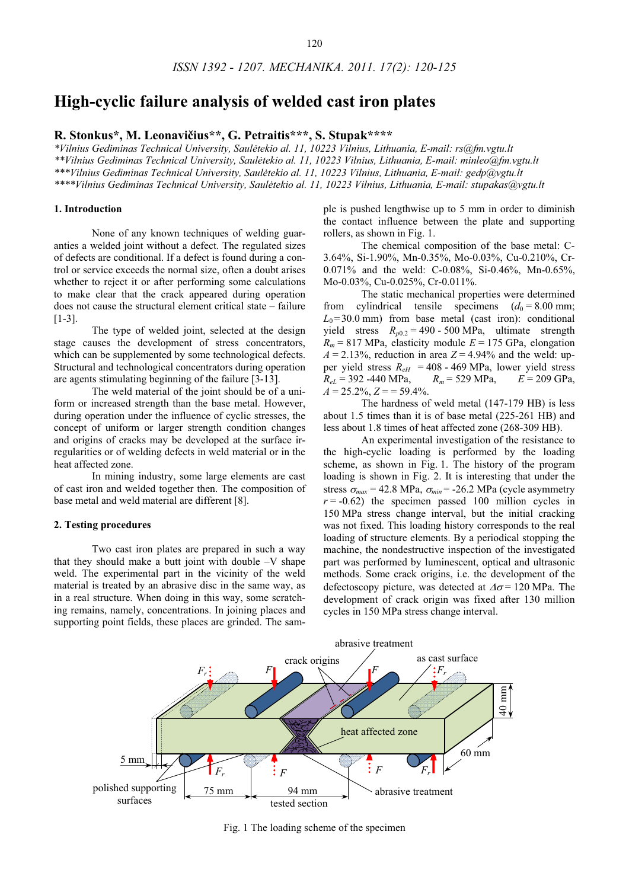# High-cyclic failure analysis of welded cast iron plates

**R. Stonkus\*, M. Leonavičius\*\*, G. Petraitis\*\*\*, S. Stupak\*\*\*\***

*\*Vilnius Gediminas Technical University, Saulėtekio al. 11, 10223 Vilnius, Lithuania, E-mail: rs@fm.vgtu.lt*
*\*\*Vilnius Gediminas Technical University, Saulėtekio al. 11, 10223 Vilnius, Lithuania, E-mail: minleo@fm.vgtu.lt*
*\*\*\*Vilnius Gediminas Technical University, Saulėtekio al. 11, 10223 Vilnius, Lithuania, E-mail: gedp@vgtu.lt*
*\*\*\*\*Vilnius Gediminas Technical University, Saulėtekio al. 11, 10223 Vilnius, Lithuania, E-mail: stupakas@vgtu.lt*

## 1. Introduction

None of any known techniques of welding guaranties a welded joint without a defect. The regulated sizes of defects are conditional. If a defect is found during a control or service exceeds the normal size, often a doubt arises whether to reject it or after performing some calculations to make clear that the crack appeared during operation does not cause the structural element critical state – failure [1-3].

The type of welded joint, selected at the design stage causes the development of stress concentrators, which can be supplemented by some technological defects. Structural and technological concentrators during operation are agents stimulating beginning of the failure [3-13].

The weld material of the joint should be of a uniform or increased strength than the base metal. However, during operation under the influence of cyclic stresses, the concept of uniform or larger strength condition changes and origins of cracks may be developed at the surface irregularities or of welding defects in weld material or in the heat affected zone.

In mining industry, some large elements are cast of cast iron and welded together then. The composition of base metal and weld material are different [8].

## 2. Testing procedures

Two cast iron plates are prepared in such a way that they should make a butt joint with double –V shape weld. The experimental part in the vicinity of the weld material is treated by an abrasive disc in the same way, as in a real structure. When doing in this way, some scratching remains, namely, concentrations. In joining places and supporting point fields, these places are grinded. The sample is pushed lengthwise up to 5 mm in order to diminish the contact influence between the plate and supporting rollers, as shown in Fig. 1.

The chemical composition of the base metal: C-3.64%, Si-1.90%, Mn-0.35%, Mo-0.03%, Cu-0.210%, Cr-0.071% and the weld: C-0.08%, Si-0.46%, Mn-0.65%, Mo-0.03%, Cu-0.025%, Cr-0.011%.

The static mechanical properties were determined from cylindrical tensile specimens ($d_0$ = 8.00 mm; $L_0$ = 30.0 mm) from base metal (cast iron): conditional yield stress $R_{p0.2}$ = 490 - 500 MPa, ultimate strength $R_m$ = 817 MPa, elasticity module $E$ = 175 GPa, elongation $A$ = 2.13%, reduction in area $Z$ = 4.94% and the weld: upper yield stress $R_{eH}$ = 408 - 469 MPa, lower yield stress $R_{eL}$ = 392 -440 MPa, $R_m$ = 529 MPa, $E$ = 209 GPa, $A$ = 25.2%, $Z$ = = 59.4%.

The hardness of weld metal (147-179 HB) is less about 1.5 times than it is of base metal (225-261 HB) and less about 1.8 times of heat affected zone (268-309 HB).

An experimental investigation of the resistance to the high-cyclic loading is performed by the loading scheme, as shown in Fig. 1. The history of the program loading is shown in Fig. 2. It is interesting that under the stress $\sigma_{max}$ = 42.8 MPa, $\sigma_{min}$ = -26.2 MPa (cycle asymmetry $r$ = -0.62) the specimen passed 100 million cycles in 150 MPa stress change interval, but the initial cracking was not fixed. This loading history corresponds to the real loading of structure elements. By a periodical stopping the machine, the nondestructive inspection of the investigated part was performed by luminescent, optical and ultrasonic methods. Some crack origins, i.e. the development of the defectoscopy picture, was detected at $\Delta\sigma$ = 120 MPa. The development of crack origin was fixed after 130 million cycles in 150 MPa stress change interval.

Fig. 1 The loading scheme of the specimen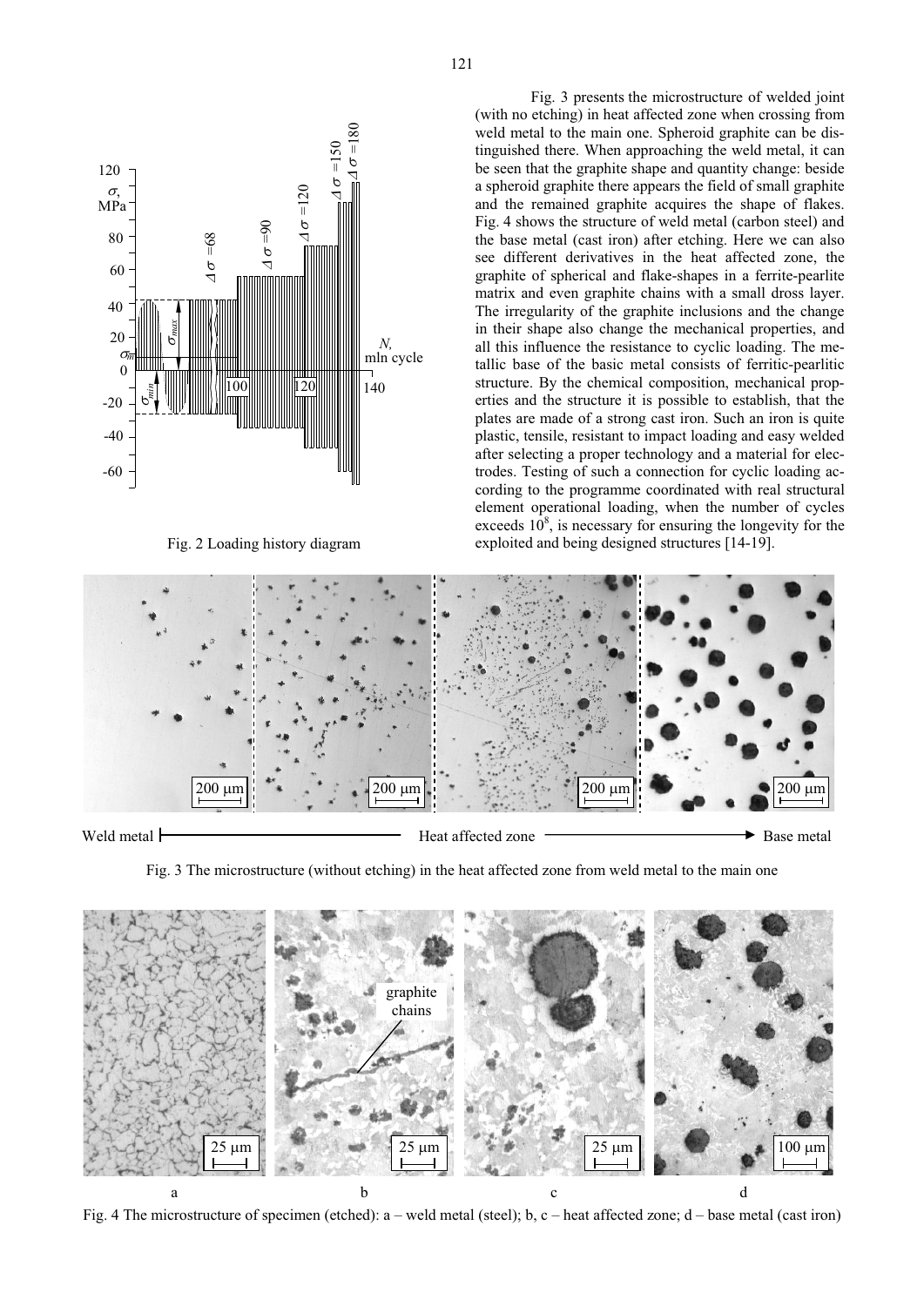Fig. 2 Loading history diagram

Fig. 3 presents the microstructure of welded joint (with no etching) in heat affected zone when crossing from weld metal to the main one. Spheroid graphite can be distinguished there. When approaching the weld metal, it can be seen that the graphite shape and quantity change: beside a spheroid graphite there appears the field of small graphite and the remained graphite acquires the shape of flakes. Fig. 4 shows the structure of weld metal (carbon steel) and the base metal (cast iron) after etching. Here we can also see different derivatives in the heat affected zone, the graphite of spherical and flake-shapes in a ferrite-pearlite matrix and even graphite chains with a small dross layer. The irregularity of the graphite inclusions and the change in their shape also change the mechanical properties, and all this influence the resistance to cyclic loading. The metallic base of the basic metal consists of ferritic-pearlitic structure. By the chemical composition, mechanical properties and the structure it is possible to establish, that the plates are made of a strong cast iron. Such an iron is quite plastic, tensile, resistant to impact loading and easy welded after selecting a proper technology and a material for electrodes. Testing of such a connection for cyclic loading according to the programme coordinated with real structural element operational loading, when the number of cycles exceeds $10^8$, is necessary for ensuring the longevity for the exploited and being designed structures [14-19].

Fig. 3 The microstructure (without etching) in the heat affected zone from weld metal to the main one

Fig. 4 The microstructure of specimen (etched): a – weld metal (steel); b, c – heat affected zone; d – base metal (cast iron)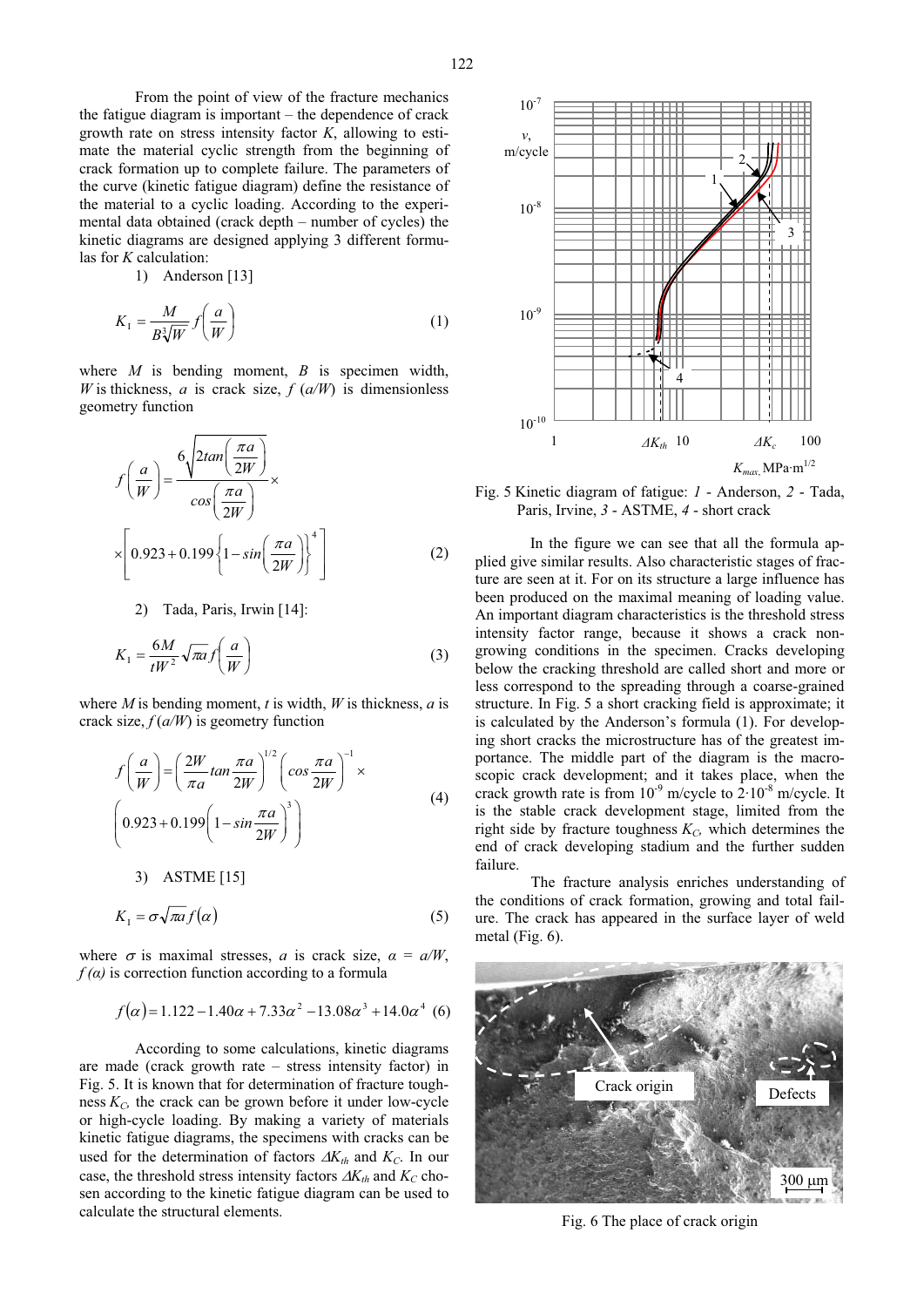From the point of view of the fracture mechanics the fatigue diagram is important – the dependence of crack growth rate on stress intensity factor $K$, allowing to estimate the material cyclic strength from the beginning of crack formation up to complete failure. The parameters of the curve (kinetic fatigue diagram) define the resistance of the material to a cyclic loading. According to the experimental data obtained (crack depth – number of cycles) the kinetic diagrams are designed applying 3 different formulas for $K$ calculation:

1) Anderson [13]

$$K_1 = \frac{M}{B\sqrt[3]{W}} f\left(\frac{a}{W}\right) \tag{1}$$

where $M$ is bending moment, $B$ is specimen width, $W$ is thickness, $a$ is crack size, $f\,(a/W)$ is dimensionless geometry function

$$f\left(\frac{a}{W}\right) = \frac{6\sqrt{2tan\left(\frac{\pi a}{2W}\right)}}{cos\left(\frac{\pi a}{2W}\right)} \times \left[0.923 + 0.199\left\{1 - sin\left(\frac{\pi a}{2W}\right)\right\}^4\right] \tag{2}$$

2) Tada, Paris, Irwin [14]:

$$K_1 = \frac{6M}{tW^2}\sqrt{\pi a}\, f\left(\frac{a}{W}\right) \tag{3}$$

where $M$ is bending moment, $t$ is width, $W$ is thickness, $a$ is crack size, $f\,(a/W)$ is geometry function

$$f\left(\frac{a}{W}\right) = \left(\frac{2W}{\pi a} tan\frac{\pi a}{2W}\right)^{1/2} \left(cos\frac{\pi a}{2W}\right)^{-1} \times \left(0.923 + 0.199\left(1 - sin\frac{\pi a}{2W}\right)^3\right) \tag{4}$$

3) ASTME [15]

$$K_1 = \sigma\sqrt{\pi a}\, f(\alpha) \tag{5}$$

where $\sigma$ is maximal stresses, $a$ is crack size, $\alpha = a/W$, $f\,(\alpha)$ is correction function according to a formula

$$f(\alpha) = 1.122 - 1.40\alpha + 7.33\alpha^2 - 13.08\alpha^3 + 14.0\alpha^4 \tag{6}$$

According to some calculations, kinetic diagrams are made (crack growth rate – stress intensity factor) in Fig. 5. It is known that for determination of fracture toughness $K_C$, the crack can be grown before it under low-cycle or high-cycle loading. By making a variety of materials kinetic fatigue diagrams, the specimens with cracks can be used for the determination of factors $\Delta K_{th}$ and $K_C$. In our case, the threshold stress intensity factors $\Delta K_{th}$ and $K_C$ chosen according to the kinetic fatigue diagram can be used to calculate the structural elements.

Fig. 5 Kinetic diagram of fatigue: *1* - Anderson, *2* - Tada, Paris, Irvine, *3* - ASTME, *4* - short crack

In the figure we can see that all the formula applied give similar results. Also characteristic stages of fracture are seen at it. For on its structure a large influence has been produced on the maximal meaning of loading value. An important diagram characteristics is the threshold stress intensity factor range, because it shows a crack non-growing conditions in the specimen. Cracks developing below the cracking threshold are called short and more or less correspond to the spreading through a coarse-grained structure. In Fig. 5 a short cracking field is approximate; it is calculated by the Anderson's formula (1). For developing short cracks the microstructure has of the greatest importance. The middle part of the diagram is the macroscopic crack development; and it takes place, when the crack growth rate is from $10^{-9}$ m/cycle to $2\cdot10^{-8}$ m/cycle. It is the stable crack development stage, limited from the right side by fracture toughness $K_C$, which determines the end of crack developing stadium and the further sudden failure.

The fracture analysis enriches understanding of the conditions of crack formation, growing and total failure. The crack has appeared in the surface layer of weld metal (Fig. 6).

Fig. 6 The place of crack origin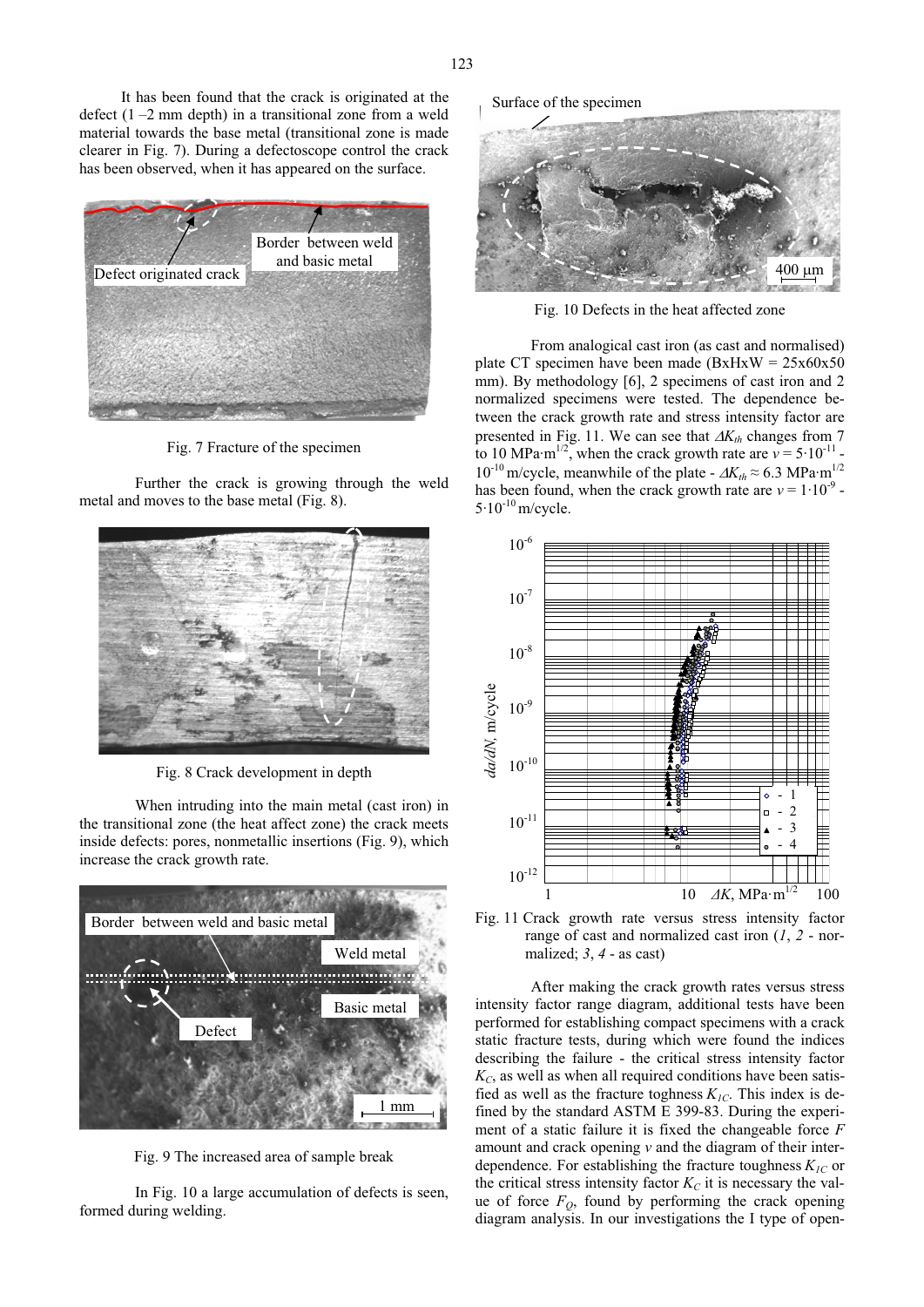It has been found that the crack is originated at the defect (1 –2 mm depth) in a transitional zone from a weld material towards the base metal (transitional zone is made clearer in Fig. 7). During a defectoscope control the crack has been observed, when it has appeared on the surface.

Fig. 7 Fracture of the specimen

Further the crack is growing through the weld metal and moves to the base metal (Fig. 8).

Fig. 8 Crack development in depth

When intruding into the main metal (cast iron) in the transitional zone (the heat affect zone) the crack meets inside defects: pores, nonmetallic insertions (Fig. 9), which increase the crack growth rate.

Fig. 9 The increased area of sample break

In Fig. 10 a large accumulation of defects is seen, formed during welding.

Fig. 10 Defects in the heat affected zone

From analogical cast iron (as cast and normalised) plate CT specimen have been made (BxHxW = 25x60x50 mm). By methodology [6], 2 specimens of cast iron and 2 normalized specimens were tested. The dependence between the crack growth rate and stress intensity factor are presented in Fig. 11. We can see that $\Delta K_{th}$ changes from 7 to 10 MPa·m$^{1/2}$, when the crack growth rate are $v = 5 \cdot 10^{-11}$ - $10^{-10}$ m/cycle, meanwhile of the plate - $\Delta K_{th} \approx 6.3$ MPa·m$^{1/2}$ has been found, when the crack growth rate are $v = 1 \cdot 10^{-9}$ - $5 \cdot 10^{-10}$ m/cycle.

Fig. 11 Crack growth rate versus stress intensity factor range of cast and normalized cast iron (*1*, *2* - normalized; *3*, *4* - as cast)

After making the crack growth rates versus stress intensity factor range diagram, additional tests have been performed for establishing compact specimens with a crack static fracture tests, during which were found the indices describing the failure - the critical stress intensity factor $K_C$, as well as when all required conditions have been satisfied as well as the fracture toghness $K_{IC}$. This index is defined by the standard ASTM E 399-83. During the experiment of a static failure it is fixed the changeable force $F$ amount and crack opening $v$ and the diagram of their interdependence. For establishing the fracture toughness $K_{IC}$ or the critical stress intensity factor $K_C$ it is necessary the value of force $F_Q$, found by performing the crack opening diagram analysis. In our investigations the I type of open-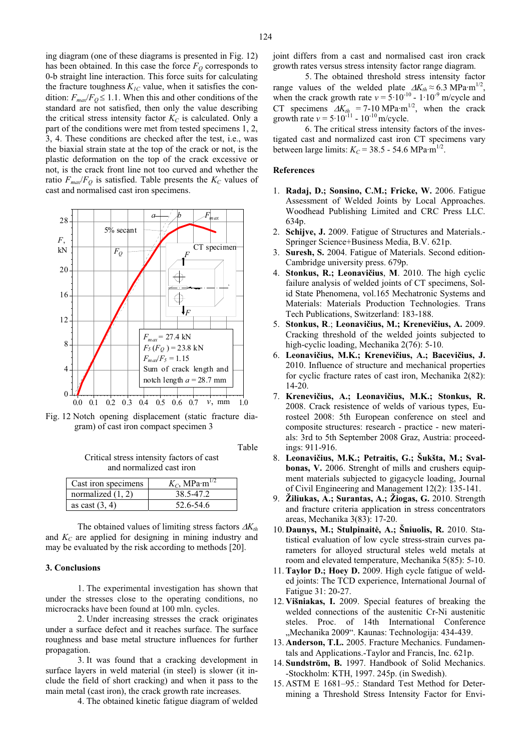ing diagram (one of these diagrams is presented in Fig. 12) has been obtained. In this case the force $F_Q$ corresponds to 0-b straight line interaction. This force suits for calculating the fracture toughness $K_{1C}$ value, when it satisfies the condition: $F_{max}/F_Q \leq 1.1$. When this and other conditions of the standard are not satisfied, then only the value describing the critical stress intensity factor $K_C$ is calculated. Only a part of the conditions were met from tested specimens 1, 2, 3, 4. These conditions are checked after the test, i.e., was the biaxial strain state at the top of the crack or not, is the plastic deformation on the top of the crack excessive or not, is the crack front line not too curved and whether the ratio $F_{max}/F_Q$ is satisfied. Table presents the $K_C$ values of cast and normalised cast iron specimens.

Fig. 12 Notch opening displacement (static fracture diagram) of cast iron compact specimen 3

Table

Critical stress intensity factors of cast and normalized cast iron

| Cast iron specimens | $K_C$, MPa·m$^{1/2}$ |
|---|---|
| normalized (1, 2) | 38.5-47.2 |
| as cast (3, 4) | 52.6-54.6 |

The obtained values of limiting stress factors $\Delta K_{th}$ and $K_C$ are applied for designing in mining industry and may be evaluated by the risk according to methods [20].

## 3. Conclusions

1. The experimental investigation has shown that under the stresses close to the operating conditions, no microcracks have been found at 100 mln. cycles.

2. Under increasing stresses the crack originates under a surface defect and it reaches surface. The surface roughness and base metal structure influences for further propagation.

3. It was found that a cracking development in surface layers in weld material (in steel) is slower (it include the field of short cracking) and when it pass to the main metal (cast iron), the crack growth rate increases.

4. The obtained kinetic fatigue diagram of welded joint differs from a cast and normalised cast iron crack growth rates versus stress intensity factor range diagram.

5. The obtained threshold stress intensity factor range values of the welded plate $\Delta K_{th} \approx 6.3$ MPa·m$^{1/2}$, when the crack growth rate $v = 5 \cdot 10^{-10}$ - $1 \cdot 10^{-9}$ m/cycle and CT specimens $\Delta K_{th}$ = 7-10 MPa·m$^{1/2}$, when the crack growth rate $v = 5 \cdot 10^{-11}$ - $10^{-10}$ m/cycle.

6. The critical stress intensity factors of the investigated cast and normalized cast iron CT specimens vary between large limits: $K_C$ = 38.5 - 54.6 MPa·m$^{1/2}$.

## References

1. **Radaj, D.; Sonsino, C.M.; Fricke, W.** 2006. Fatigue Assessment of Welded Joints by Local Approaches. Woodhead Publishing Limited and CRC Press LLC. 634p.
2. **Schijve, J.** 2009. Fatigue of Structures and Materials.-Springer Science+Business Media, B.V. 621p.
3. **Suresh, S.** 2004. Fatigue of Materials. Second edition-Cambridge university press. 679p.
4. **Stonkus, R.; Leonavičius, M.** 2010. The high cyclic failure analysis of welded joints of CT specimens, Solid State Phenomena, vol.165 Mechatronic Systems and Materials: Materials Production Technologies. Trans Tech Publications, Switzerland: 183-188.
5. **Stonkus, R.**; **Leonavičius, M.; Krenevičius, A.** 2009. Cracking threshold of the welded joints subjected to high-cyclic loading, Mechanika 2(76): 5-10.
6. **Leonavičius, M.K.; Krenevičius, A.; Bacevičius, J.** 2010. Influence of structure and mechanical properties for cyclic fracture rates of cast iron, Mechanika 2(82): 14-20.
7. **Krenevičius, A.; Leonavičius, M.K.; Stonkus, R.** 2008. Crack resistence of welds of various types, Eurosteel 2008: 5th European conference on steel and composite structures: research - practice - new materials: 3rd to 5th September 2008 Graz, Austria: proceedings: 911-916.
8. **Leonavičius, M.K.; Petraitis, G.; Šukšta, M.; Svalbonas, V.** 2006. Strenght of mills and crushers equipment materials subjected to gigacycle loading, Journal of Civil Engineering and Management 12(2): 135-141.
9. **Žiliukas, A.; Surantas, A.; Žiogas, G.** 2010. Strength and fracture criteria application in stress concentrators areas, Mechanika 3(83): 17-20.
10. **Daunys, M.; Stulpinaitė, A.; Šniuolis, R.** 2010. Statistical evaluation of low cycle stress-strain curves parameters for alloyed structural steles weld metals at room and elevated temperature, Mechanika 5(85): 5-10.
11. **Taylor D.; Hoey D.** 2009. High cycle fatigue of welded joints: The TCD experience, International Journal of Fatigue 31: 20-27.
12. **Višniakas, I.** 2009. Special features of breaking the welded connections of the austenitic Cr-Ni austenitic steles. Proc. of 14th International Conference „Mechanika 2009“. Kaunas: Technologija: 434-439.
13. **Anderson, T.L.** 2005. Fracture Mechanics. Fundamentals and Applications.-Taylor and Francis, Inc. 621p.
14. **Sundström, B.** 1997. Handbook of Solid Mechanics. -Stockholm: KTH, 1997. 245p. (in Swedish).
15. ASTM E 1681–95.: Standard Test Method for Determining a Threshold Stress Intensity Factor for Envi-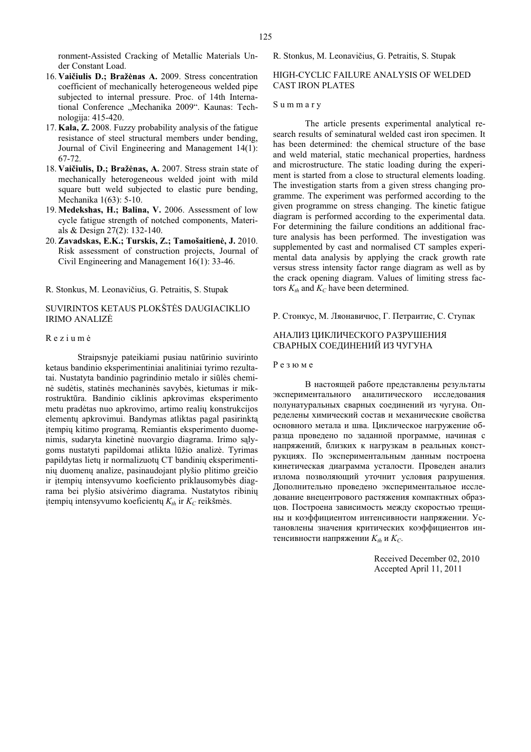ronment-Assisted Cracking of Metallic Materials Under Constant Load.

16. **Vaičiulis D.; Bražėnas A.** 2009. Stress concentration coefficient of mechanically heterogeneous welded pipe subjected to internal pressure. Proc. of 14th International Conference „Mechanika 2009". Kaunas: Technologija: 415-420.
17. **Kala, Z.** 2008. Fuzzy probability analysis of the fatigue resistance of steel structural members under bending, Journal of Civil Engineering and Management 14(1): 67-72.
18. **Vaičiulis, D.; Bražėnas, A.** 2007. Stress strain state of mechanically heterogeneous welded joint with mild square butt weld subjected to elastic pure bending, Mechanika 1(63): 5-10.
19. **Medekshas, H.; Balina, V.** 2006. Assessment of low cycle fatigue strength of notched components, Materials & Design 27(2): 132-140.
20. **Zavadskas, E.K.; Turskis, Z.; Tamošaitienė, J.** 2010. Risk assessment of construction projects, Journal of Civil Engineering and Management 16(1): 33-46.

R. Stonkus, M. Leonavičius, G. Petraitis, S. Stupak

## SUVIRINTOS KETAUS PLOKŠTĖS DAUGIACIKLIO IRIMO ANALIZĖ

### R e z i u m ė

Straipsnyje pateikiami pusiau natūrinio suvirinto ketaus bandinio eksperimentiniai analitiniai tyrimo rezultatai. Nustatyta bandinio pagrindinio metalo ir siūlės cheminė sudėtis, statinės mechaninės savybės, kietumas ir mikrostruktūra. Bandinio ciklinis apkrovimas eksperimento metu pradėtas nuo apkrovimo, artimo realių konstrukcijos elementų apkrovimui. Bandymas atliktas pagal pasirinktą įtempių kitimo programą. Remiantis eksperimento duomenimis, sudaryta kinetinė nuovargio diagrama. Irimo sąlygoms nustatyti papildomai atlikta lūžio analizė. Tyrimas papildytas lietų ir normalizuotų CT bandinių eksperimentinių duomenų analize, pasinaudojant plyšio plitimo greičio ir įtempių intensyvumo koeficiento priklausomybės diagrama bei plyšio atsivėrimo diagrama. Nustatytos ribinių įtempių intensyvumo koeficientų $K_{th}$ ir $K_C$ reikšmės.

R. Stonkus, M. Leonavičius, G. Petraitis, S. Stupak

## HIGH-CYCLIC FAILURE ANALYSIS OF WELDED CAST IRON PLATES

### S u m m a r y

The article presents experimental analytical research results of seminatural welded cast iron specimen. It has been determined: the chemical structure of the base and weld material, static mechanical properties, hardness and microstructure. The static loading during the experiment is started from a close to structural elements loading. The investigation starts from a given stress changing programme. The experiment was performed according to the given programme on stress changing. The kinetic fatigue diagram is performed according to the experimental data. For determining the failure conditions an additional fracture analysis has been performed. The investigation was supplemented by cast and normalised CT samples experimental data analysis by applying the crack growth rate versus stress intensity factor range diagram as well as by the crack opening diagram. Values of limiting stress factors $K_{th}$ and $K_C$ have been determined.

Р. Стонкус, М. Ляонавичюс, Г. Петраитис, С. Ступак

## АНАЛИЗ ЦИКЛИЧЕСКОГО РАЗРУШЕНИЯ СВАРНЫХ СОЕДИНЕНИЙ ИЗ ЧУГУНА

### Р е з ю м е

В настоящей работе представлены результаты экспериментального аналитического исследования полунатуральных сварных соединений из чугуна. Определены химический состав и механические свойства основного метала и шва. Циклическое нагружение образца проведено по заданной программе, начиная с напряжений, близких к нагрузкам в реальных конструкциях. По экспериментальным данным построена кинетическая диаграмма усталости. Проведен анализ излома позволяющий уточнит условия разрушения. Дополнительно проведено экспериментальное исследование внецентрового растяжения компактных образцов. Построена зависимость между скоростью трещины и коэффициентом интенсивности напряжении. Установлены значения критических коэффициентов интенсивности напряжении $K_{th}$ и $K_C$.

Received December 02, 2010
Accepted April 11, 2011